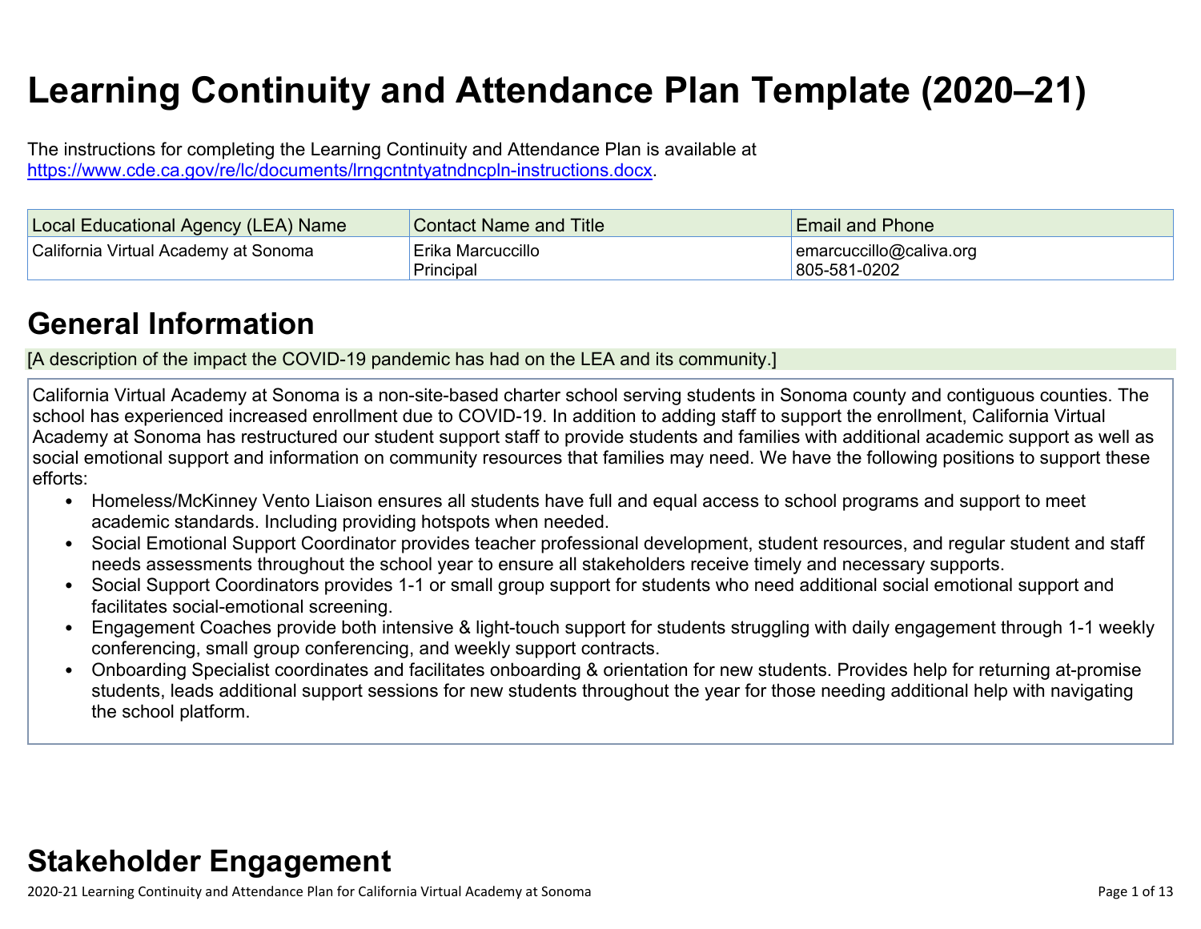# Learning Continuity and Attendance Plan Template (2020–21)

The instructions for completing the Learning Continuity and Attendance Plan is available at https://www.cde.ca.gov/re/lc/documents/lrngcntntyatndncpln-instructions.docx.

| Local Educational Agency (LEA) Name | Contact Name and Title | Email and Phone |
|---|---|---|
| California Virtual Academy at Sonoma | Erika Marcuccillo<br>Principal | emarcuccillo@caliva.org<br>805-581-0202 |

## General Information

[A description of the impact the COVID-19 pandemic has had on the LEA and its community.]

California Virtual Academy at Sonoma is a non-site-based charter school serving students in Sonoma county and contiguous counties. The school has experienced increased enrollment due to COVID-19. In addition to adding staff to support the enrollment, California Virtual Academy at Sonoma has restructured our student support staff to provide students and families with additional academic support as well as social emotional support and information on community resources that families may need. We have the following positions to support these efforts:

- Homeless/McKinney Vento Liaison ensures all students have full and equal access to school programs and support to meet academic standards. Including providing hotspots when needed.
- Social Emotional Support Coordinator provides teacher professional development, student resources, and regular student and staff needs assessments throughout the school year to ensure all stakeholders receive timely and necessary supports.
- Social Support Coordinators provides 1-1 or small group support for students who need additional social emotional support and facilitates social-emotional screening.
- Engagement Coaches provide both intensive & light-touch support for students struggling with daily engagement through 1-1 weekly conferencing, small group conferencing, and weekly support contracts.
- Onboarding Specialist coordinates and facilitates onboarding & orientation for new students. Provides help for returning at-promise students, leads additional support sessions for new students throughout the year for those needing additional help with navigating the school platform.

## Stakeholder Engagement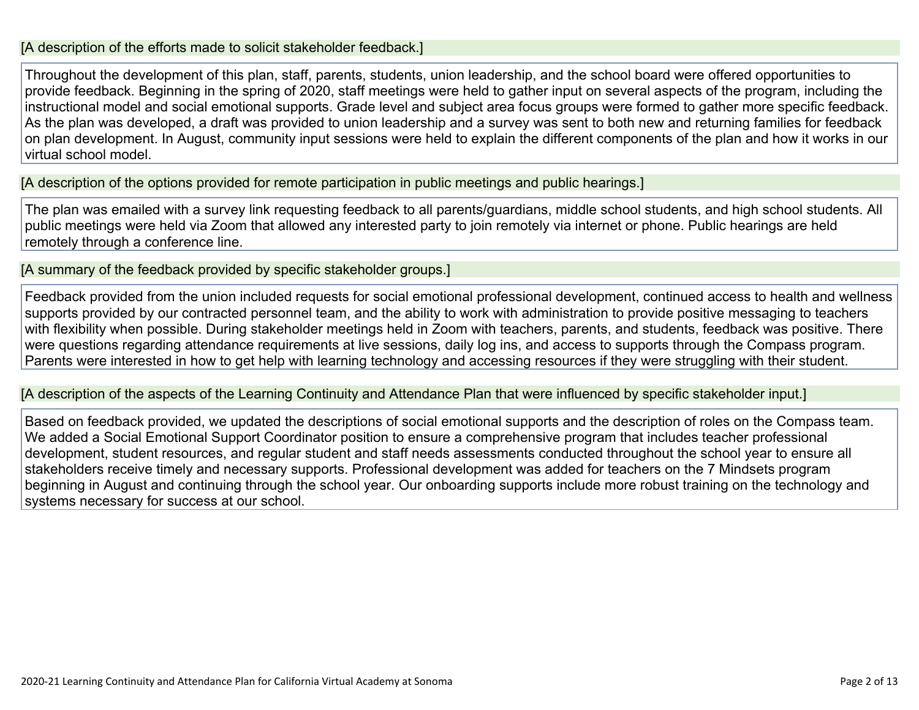[A description of the efforts made to solicit stakeholder feedback.]

Throughout the development of this plan, staff, parents, students, union leadership, and the school board were offered opportunities to provide feedback. Beginning in the spring of 2020, staff meetings were held to gather input on several aspects of the program, including the instructional model and social emotional supports. Grade level and subject area focus groups were formed to gather more specific feedback. As the plan was developed, a draft was provided to union leadership and a survey was sent to both new and returning families for feedback on plan development. In August, community input sessions were held to explain the different components of the plan and how it works in our virtual school model.

[A description of the options provided for remote participation in public meetings and public hearings.]

The plan was emailed with a survey link requesting feedback to all parents/guardians, middle school students, and high school students. All public meetings were held via Zoom that allowed any interested party to join remotely via internet or phone. Public hearings are held remotely through a conference line.

[A summary of the feedback provided by specific stakeholder groups.]

Feedback provided from the union included requests for social emotional professional development, continued access to health and wellness supports provided by our contracted personnel team, and the ability to work with administration to provide positive messaging to teachers with flexibility when possible. During stakeholder meetings held in Zoom with teachers, parents, and students, feedback was positive. There were questions regarding attendance requirements at live sessions, daily log ins, and access to supports through the Compass program. Parents were interested in how to get help with learning technology and accessing resources if they were struggling with their student.

[A description of the aspects of the Learning Continuity and Attendance Plan that were influenced by specific stakeholder input.]

Based on feedback provided, we updated the descriptions of social emotional supports and the description of roles on the Compass team. We added a Social Emotional Support Coordinator position to ensure a comprehensive program that includes teacher professional development, student resources, and regular student and staff needs assessments conducted throughout the school year to ensure all stakeholders receive timely and necessary supports. Professional development was added for teachers on the 7 Mindsets program beginning in August and continuing through the school year. Our onboarding supports include more robust training on the technology and systems necessary for success at our school.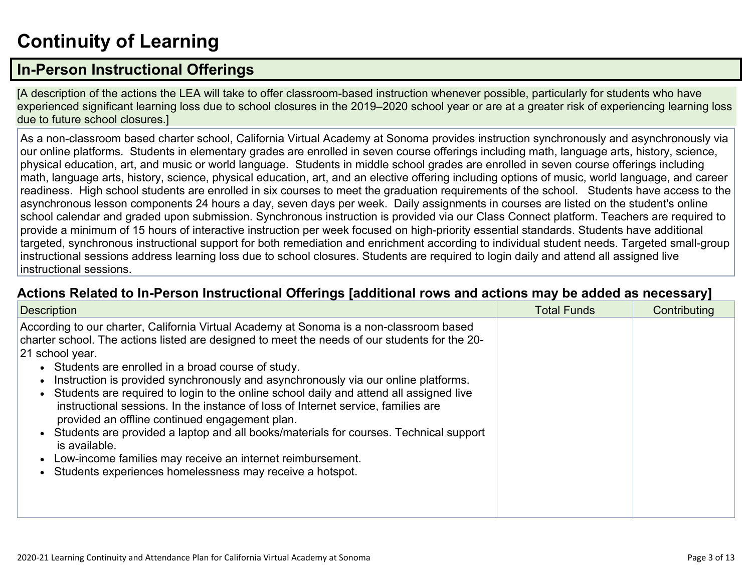# Continuity of Learning

## In-Person Instructional Offerings

[A description of the actions the LEA will take to offer classroom-based instruction whenever possible, particularly for students who have experienced significant learning loss due to school closures in the 2019–2020 school year or are at a greater risk of experiencing learning loss due to future school closures.]

As a non-classroom based charter school, California Virtual Academy at Sonoma provides instruction synchronously and asynchronously via our online platforms. Students in elementary grades are enrolled in seven course offerings including math, language arts, history, science, physical education, art, and music or world language. Students in middle school grades are enrolled in seven course offerings including math, language arts, history, science, physical education, art, and an elective offering including options of music, world language, and career readiness. High school students are enrolled in six courses to meet the graduation requirements of the school. Students have access to the asynchronous lesson components 24 hours a day, seven days per week. Daily assignments in courses are listed on the student's online school calendar and graded upon submission. Synchronous instruction is provided via our Class Connect platform. Teachers are required to provide a minimum of 15 hours of interactive instruction per week focused on high-priority essential standards. Students have additional targeted, synchronous instructional support for both remediation and enrichment according to individual student needs. Targeted small-group instructional sessions address learning loss due to school closures. Students are required to login daily and attend all assigned live instructional sessions.

### Actions Related to In-Person Instructional Offerings [additional rows and actions may be added as necessary]

| Description | Total Funds | Contributing |
| --- | --- | --- |
| According to our charter, California Virtual Academy at Sonoma is a non-classroom based charter school. The actions listed are designed to meet the needs of our students for the 20-21 school year.<br>• Students are enrolled in a broad course of study.<br>• Instruction is provided synchronously and asynchronously via our online platforms.<br>• Students are required to login to the online school daily and attend all assigned live instructional sessions. In the instance of loss of Internet service, families are provided an offline continued engagement plan.<br>• Students are provided a laptop and all books/materials for courses. Technical support is available.<br>• Low-income families may receive an internet reimbursement.<br>• Students experiences homelessness may receive a hotspot. | | |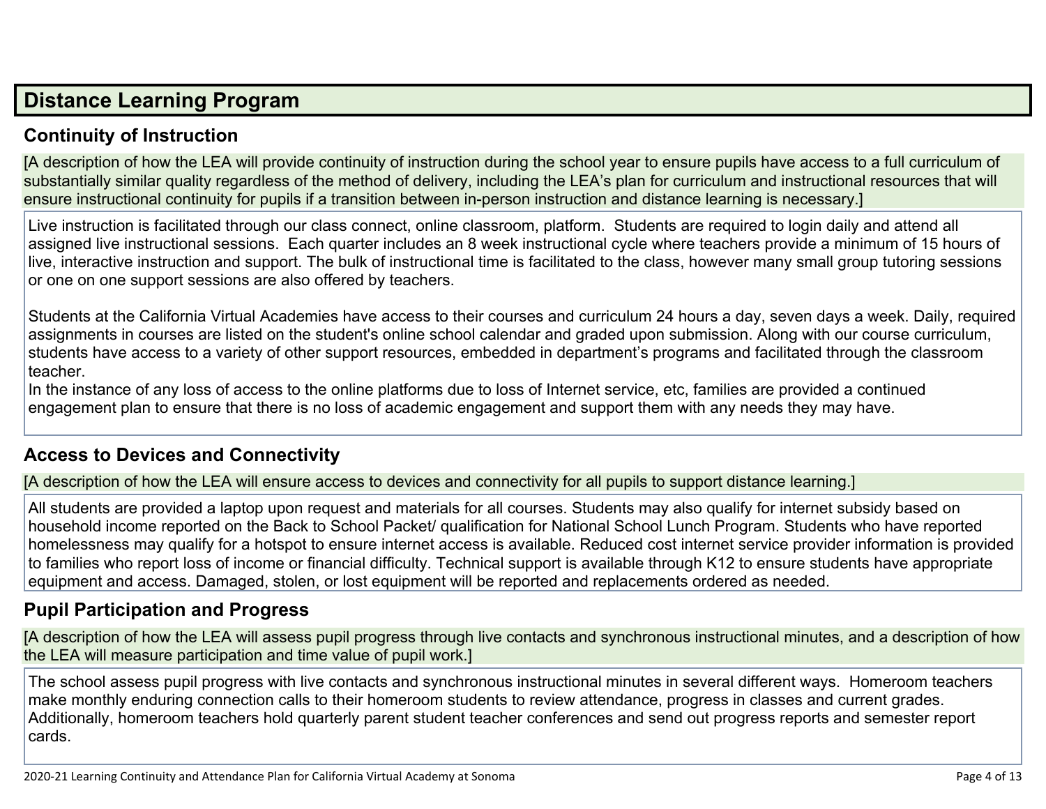## Distance Learning Program

### Continuity of Instruction

[A description of how the LEA will provide continuity of instruction during the school year to ensure pupils have access to a full curriculum of substantially similar quality regardless of the method of delivery, including the LEA's plan for curriculum and instructional resources that will ensure instructional continuity for pupils if a transition between in-person instruction and distance learning is necessary.]

Live instruction is facilitated through our class connect, online classroom, platform. Students are required to login daily and attend all assigned live instructional sessions. Each quarter includes an 8 week instructional cycle where teachers provide a minimum of 15 hours of live, interactive instruction and support. The bulk of instructional time is facilitated to the class, however many small group tutoring sessions or one on one support sessions are also offered by teachers.

Students at the California Virtual Academies have access to their courses and curriculum 24 hours a day, seven days a week. Daily, required assignments in courses are listed on the student's online school calendar and graded upon submission. Along with our course curriculum, students have access to a variety of other support resources, embedded in department's programs and facilitated through the classroom teacher.
In the instance of any loss of access to the online platforms due to loss of Internet service, etc, families are provided a continued engagement plan to ensure that there is no loss of academic engagement and support them with any needs they may have.

### Access to Devices and Connectivity

[A description of how the LEA will ensure access to devices and connectivity for all pupils to support distance learning.]

All students are provided a laptop upon request and materials for all courses. Students may also qualify for internet subsidy based on household income reported on the Back to School Packet/ qualification for National School Lunch Program. Students who have reported homelessness may qualify for a hotspot to ensure internet access is available. Reduced cost internet service provider information is provided to families who report loss of income or financial difficulty. Technical support is available through K12 to ensure students have appropriate equipment and access. Damaged, stolen, or lost equipment will be reported and replacements ordered as needed.

### Pupil Participation and Progress

[A description of how the LEA will assess pupil progress through live contacts and synchronous instructional minutes, and a description of how the LEA will measure participation and time value of pupil work.]

The school assess pupil progress with live contacts and synchronous instructional minutes in several different ways. Homeroom teachers make monthly enduring connection calls to their homeroom students to review attendance, progress in classes and current grades. Additionally, homeroom teachers hold quarterly parent student teacher conferences and send out progress reports and semester report cards.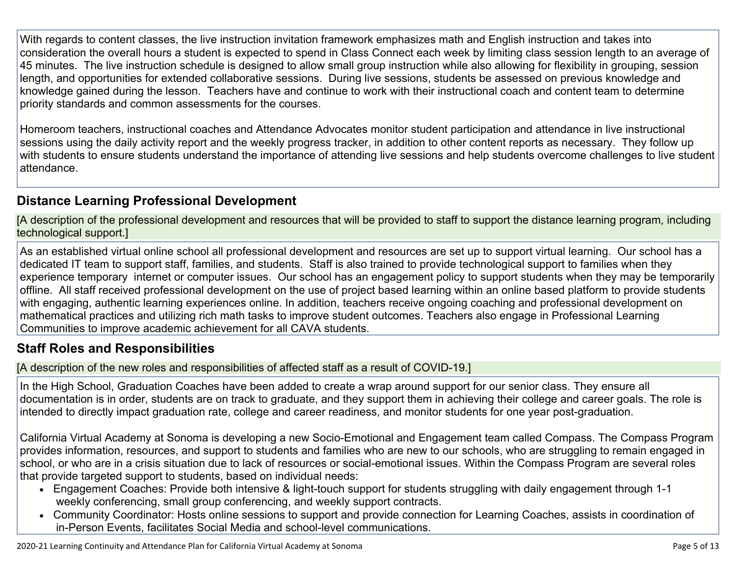With regards to content classes, the live instruction invitation framework emphasizes math and English instruction and takes into consideration the overall hours a student is expected to spend in Class Connect each week by limiting class session length to an average of 45 minutes. The live instruction schedule is designed to allow small group instruction while also allowing for flexibility in grouping, session length, and opportunities for extended collaborative sessions. During live sessions, students be assessed on previous knowledge and knowledge gained during the lesson. Teachers have and continue to work with their instructional coach and content team to determine priority standards and common assessments for the courses.

Homeroom teachers, instructional coaches and Attendance Advocates monitor student participation and attendance in live instructional sessions using the daily activity report and the weekly progress tracker, in addition to other content reports as necessary. They follow up with students to ensure students understand the importance of attending live sessions and help students overcome challenges to live student attendance.

## Distance Learning Professional Development

[A description of the professional development and resources that will be provided to staff to support the distance learning program, including technological support.]

As an established virtual online school all professional development and resources are set up to support virtual learning. Our school has a dedicated IT team to support staff, families, and students. Staff is also trained to provide technological support to families when they experience temporary internet or computer issues. Our school has an engagement policy to support students when they may be temporarily offline. All staff received professional development on the use of project based learning within an online based platform to provide students with engaging, authentic learning experiences online. In addition, teachers receive ongoing coaching and professional development on mathematical practices and utilizing rich math tasks to improve student outcomes. Teachers also engage in Professional Learning Communities to improve academic achievement for all CAVA students.

## Staff Roles and Responsibilities

[A description of the new roles and responsibilities of affected staff as a result of COVID-19.]

In the High School, Graduation Coaches have been added to create a wrap around support for our senior class. They ensure all documentation is in order, students are on track to graduate, and they support them in achieving their college and career goals. The role is intended to directly impact graduation rate, college and career readiness, and monitor students for one year post-graduation.

California Virtual Academy at Sonoma is developing a new Socio-Emotional and Engagement team called Compass. The Compass Program provides information, resources, and support to students and families who are new to our schools, who are struggling to remain engaged in school, or who are in a crisis situation due to lack of resources or social-emotional issues. Within the Compass Program are several roles that provide targeted support to students, based on individual needs:

- Engagement Coaches: Provide both intensive & light-touch support for students struggling with daily engagement through 1-1 weekly conferencing, small group conferencing, and weekly support contracts.
- Community Coordinator: Hosts online sessions to support and provide connection for Learning Coaches, assists in coordination of in-Person Events, facilitates Social Media and school-level communications.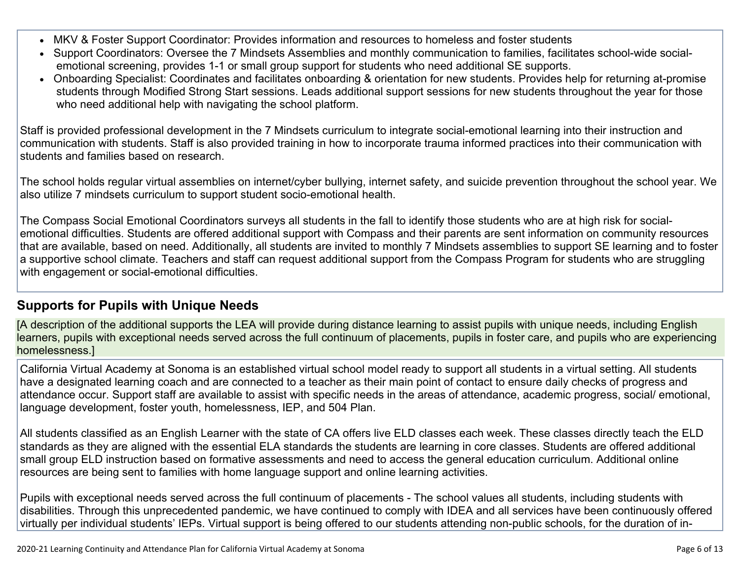- MKV & Foster Support Coordinator: Provides information and resources to homeless and foster students
- Support Coordinators: Oversee the 7 Mindsets Assemblies and monthly communication to families, facilitates school-wide social-emotional screening, provides 1-1 or small group support for students who need additional SE supports.
- Onboarding Specialist: Coordinates and facilitates onboarding & orientation for new students. Provides help for returning at-promise students through Modified Strong Start sessions. Leads additional support sessions for new students throughout the year for those who need additional help with navigating the school platform.

Staff is provided professional development in the 7 Mindsets curriculum to integrate social-emotional learning into their instruction and communication with students. Staff is also provided training in how to incorporate trauma informed practices into their communication with students and families based on research.

The school holds regular virtual assemblies on internet/cyber bullying, internet safety, and suicide prevention throughout the school year. We also utilize 7 mindsets curriculum to support student socio-emotional health.

The Compass Social Emotional Coordinators surveys all students in the fall to identify those students who are at high risk for social-emotional difficulties. Students are offered additional support with Compass and their parents are sent information on community resources that are available, based on need. Additionally, all students are invited to monthly 7 Mindsets assemblies to support SE learning and to foster a supportive school climate. Teachers and staff can request additional support from the Compass Program for students who are struggling with engagement or social-emotional difficulties.

## Supports for Pupils with Unique Needs

[A description of the additional supports the LEA will provide during distance learning to assist pupils with unique needs, including English learners, pupils with exceptional needs served across the full continuum of placements, pupils in foster care, and pupils who are experiencing homelessness.]

California Virtual Academy at Sonoma is an established virtual school model ready to support all students in a virtual setting. All students have a designated learning coach and are connected to a teacher as their main point of contact to ensure daily checks of progress and attendance occur. Support staff are available to assist with specific needs in the areas of attendance, academic progress, social/ emotional, language development, foster youth, homelessness, IEP, and 504 Plan.

All students classified as an English Learner with the state of CA offers live ELD classes each week. These classes directly teach the ELD standards as they are aligned with the essential ELA standards the students are learning in core classes. Students are offered additional small group ELD instruction based on formative assessments and need to access the general education curriculum. Additional online resources are being sent to families with home language support and online learning activities.

Pupils with exceptional needs served across the full continuum of placements - The school values all students, including students with disabilities. Through this unprecedented pandemic, we have continued to comply with IDEA and all services have been continuously offered virtually per individual students' IEPs. Virtual support is being offered to our students attending non-public schools, for the duration of in-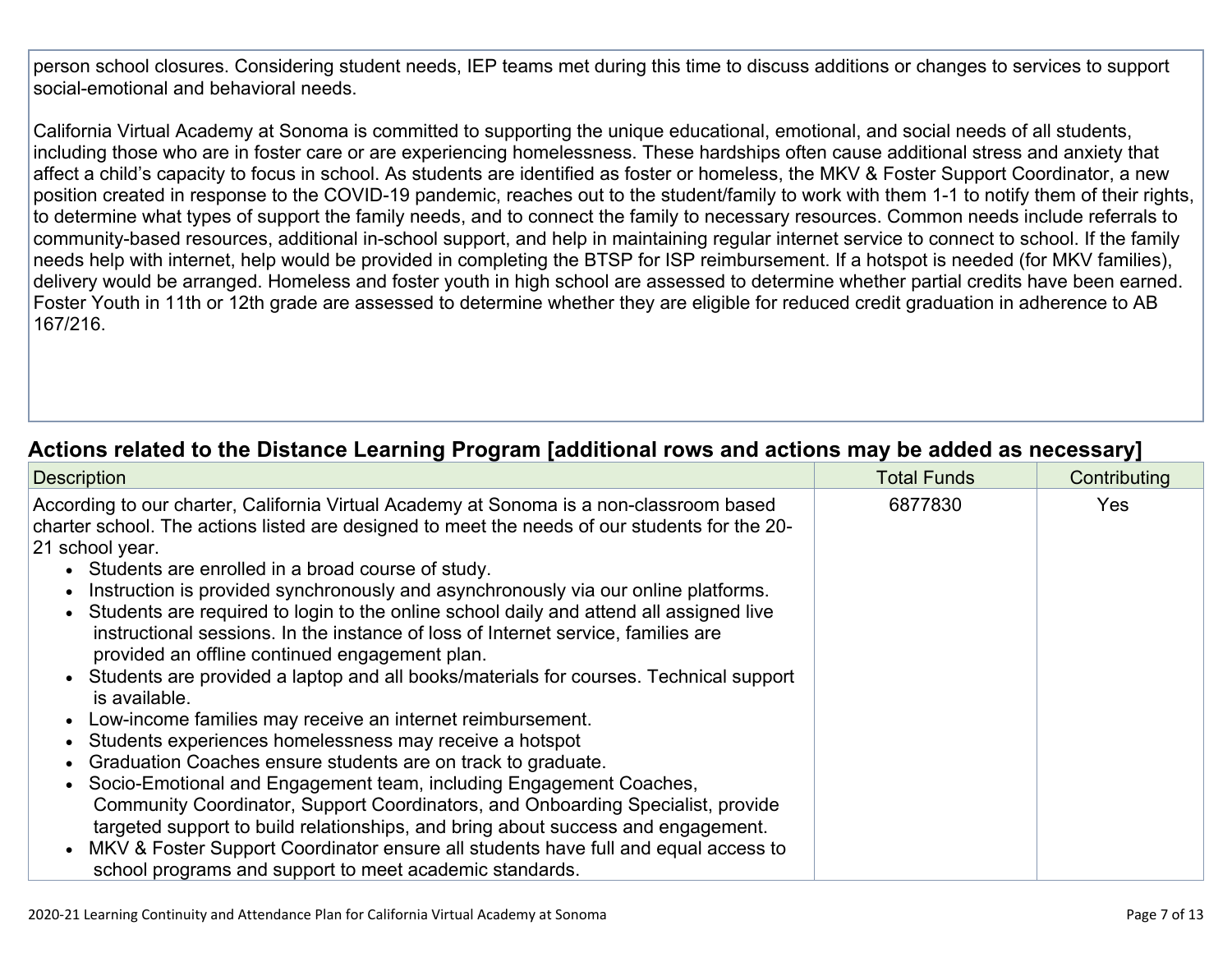person school closures. Considering student needs, IEP teams met during this time to discuss additions or changes to services to support social-emotional and behavioral needs.

California Virtual Academy at Sonoma is committed to supporting the unique educational, emotional, and social needs of all students, including those who are in foster care or are experiencing homelessness. These hardships often cause additional stress and anxiety that affect a child's capacity to focus in school. As students are identified as foster or homeless, the MKV & Foster Support Coordinator, a new position created in response to the COVID-19 pandemic, reaches out to the student/family to work with them 1-1 to notify them of their rights, to determine what types of support the family needs, and to connect the family to necessary resources. Common needs include referrals to community-based resources, additional in-school support, and help in maintaining regular internet service to connect to school. If the family needs help with internet, help would be provided in completing the BTSP for ISP reimbursement. If a hotspot is needed (for MKV families), delivery would be arranged. Homeless and foster youth in high school are assessed to determine whether partial credits have been earned. Foster Youth in 11th or 12th grade are assessed to determine whether they are eligible for reduced credit graduation in adherence to AB 167/216.

## Actions related to the Distance Learning Program [additional rows and actions may be added as necessary]

| Description | Total Funds | Contributing |
|---|---|---|
| According to our charter, California Virtual Academy at Sonoma is a non-classroom based charter school. The actions listed are designed to meet the needs of our students for the 20-21 school year.<br>• Students are enrolled in a broad course of study.<br>• Instruction is provided synchronously and asynchronously via our online platforms.<br>• Students are required to login to the online school daily and attend all assigned live instructional sessions. In the instance of loss of Internet service, families are provided an offline continued engagement plan.<br>• Students are provided a laptop and all books/materials for courses. Technical support is available.<br>• Low-income families may receive an internet reimbursement.<br>• Students experiences homelessness may receive a hotspot<br>• Graduation Coaches ensure students are on track to graduate.<br>• Socio-Emotional and Engagement team, including Engagement Coaches, Community Coordinator, Support Coordinators, and Onboarding Specialist, provide targeted support to build relationships, and bring about success and engagement.<br>• MKV & Foster Support Coordinator ensure all students have full and equal access to school programs and support to meet academic standards. | 6877830 | Yes |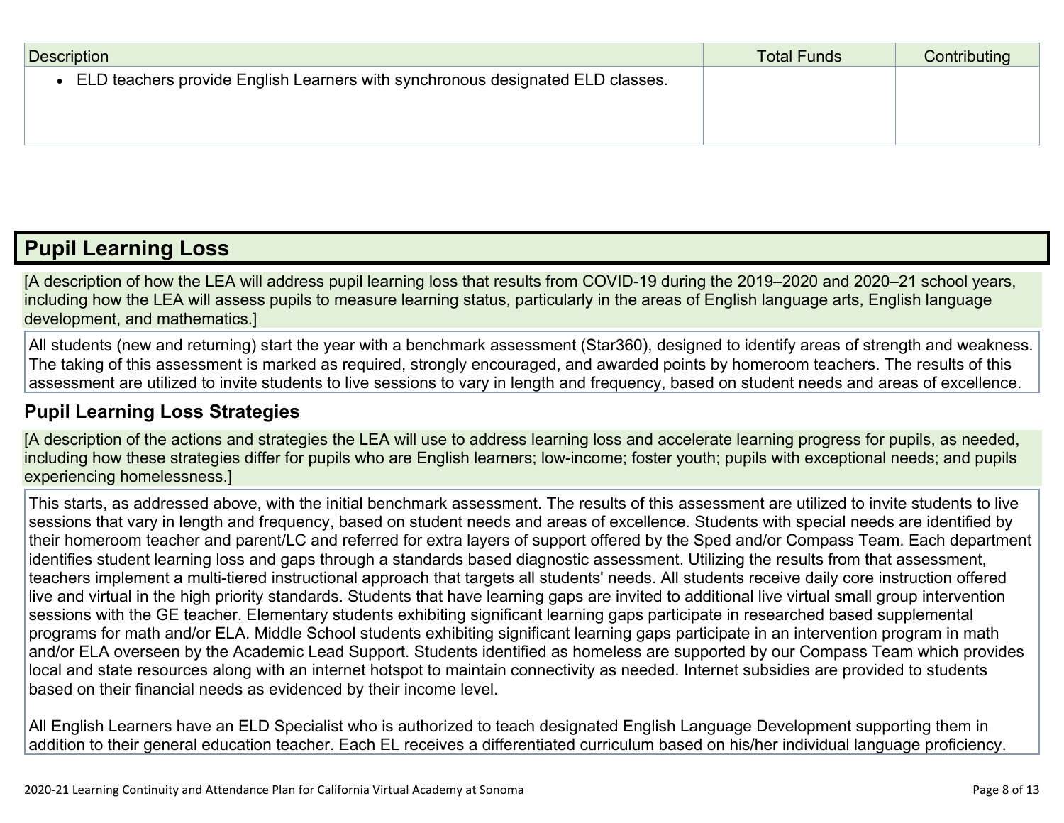| Description | Total Funds | Contributing |
|---|---|---|
| • ELD teachers provide English Learners with synchronous designated ELD classes. | | |

## Pupil Learning Loss

[A description of how the LEA will address pupil learning loss that results from COVID-19 during the 2019–2020 and 2020–21 school years, including how the LEA will assess pupils to measure learning status, particularly in the areas of English language arts, English language development, and mathematics.]

All students (new and returning) start the year with a benchmark assessment (Star360), designed to identify areas of strength and weakness. The taking of this assessment is marked as required, strongly encouraged, and awarded points by homeroom teachers. The results of this assessment are utilized to invite students to live sessions to vary in length and frequency, based on student needs and areas of excellence.

### Pupil Learning Loss Strategies

[A description of the actions and strategies the LEA will use to address learning loss and accelerate learning progress for pupils, as needed, including how these strategies differ for pupils who are English learners; low-income; foster youth; pupils with exceptional needs; and pupils experiencing homelessness.]

This starts, as addressed above, with the initial benchmark assessment. The results of this assessment are utilized to invite students to live sessions that vary in length and frequency, based on student needs and areas of excellence. Students with special needs are identified by their homeroom teacher and parent/LC and referred for extra layers of support offered by the Sped and/or Compass Team. Each department identifies student learning loss and gaps through a standards based diagnostic assessment. Utilizing the results from that assessment, teachers implement a multi-tiered instructional approach that targets all students' needs. All students receive daily core instruction offered live and virtual in the high priority standards. Students that have learning gaps are invited to additional live virtual small group intervention sessions with the GE teacher. Elementary students exhibiting significant learning gaps participate in researched based supplemental programs for math and/or ELA. Middle School students exhibiting significant learning gaps participate in an intervention program in math and/or ELA overseen by the Academic Lead Support. Students identified as homeless are supported by our Compass Team which provides local and state resources along with an internet hotspot to maintain connectivity as needed. Internet subsidies are provided to students based on their financial needs as evidenced by their income level.

All English Learners have an ELD Specialist who is authorized to teach designated English Language Development supporting them in addition to their general education teacher. Each EL receives a differentiated curriculum based on his/her individual language proficiency.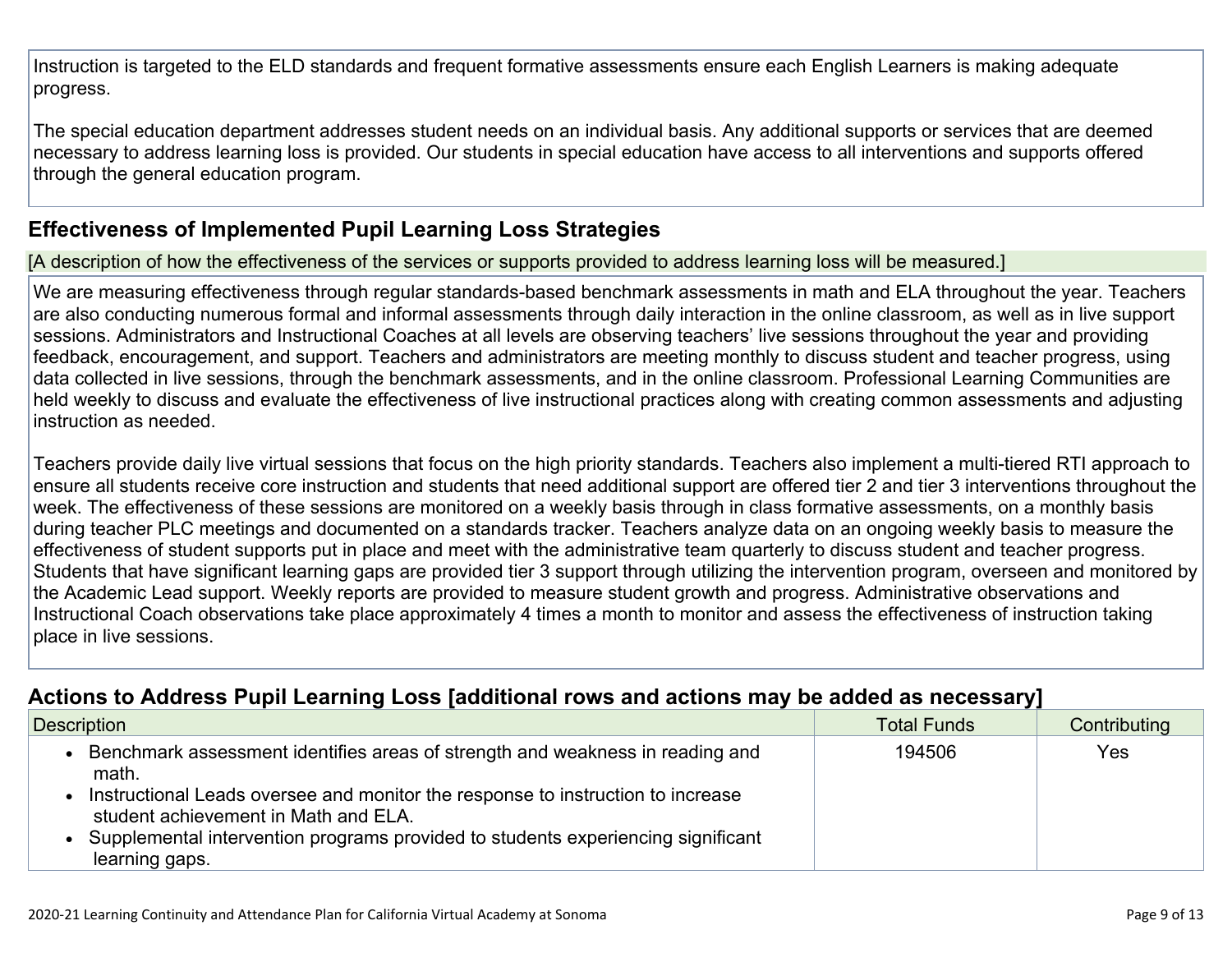Instruction is targeted to the ELD standards and frequent formative assessments ensure each English Learners is making adequate progress.

The special education department addresses student needs on an individual basis. Any additional supports or services that are deemed necessary to address learning loss is provided. Our students in special education have access to all interventions and supports offered through the general education program.

## Effectiveness of Implemented Pupil Learning Loss Strategies

[A description of how the effectiveness of the services or supports provided to address learning loss will be measured.]

We are measuring effectiveness through regular standards-based benchmark assessments in math and ELA throughout the year. Teachers are also conducting numerous formal and informal assessments through daily interaction in the online classroom, as well as in live support sessions. Administrators and Instructional Coaches at all levels are observing teachers' live sessions throughout the year and providing feedback, encouragement, and support. Teachers and administrators are meeting monthly to discuss student and teacher progress, using data collected in live sessions, through the benchmark assessments, and in the online classroom. Professional Learning Communities are held weekly to discuss and evaluate the effectiveness of live instructional practices along with creating common assessments and adjusting instruction as needed.

Teachers provide daily live virtual sessions that focus on the high priority standards. Teachers also implement a multi-tiered RTI approach to ensure all students receive core instruction and students that need additional support are offered tier 2 and tier 3 interventions throughout the week. The effectiveness of these sessions are monitored on a weekly basis through in class formative assessments, on a monthly basis during teacher PLC meetings and documented on a standards tracker. Teachers analyze data on an ongoing weekly basis to measure the effectiveness of student supports put in place and meet with the administrative team quarterly to discuss student and teacher progress. Students that have significant learning gaps are provided tier 3 support through utilizing the intervention program, overseen and monitored by the Academic Lead support. Weekly reports are provided to measure student growth and progress. Administrative observations and Instructional Coach observations take place approximately 4 times a month to monitor and assess the effectiveness of instruction taking place in live sessions.

## Actions to Address Pupil Learning Loss [additional rows and actions may be added as necessary]

| Description | Total Funds | Contributing |
| --- | --- | --- |
| • Benchmark assessment identifies areas of strength and weakness in reading and math.<br>• Instructional Leads oversee and monitor the response to instruction to increase student achievement in Math and ELA.<br>• Supplemental intervention programs provided to students experiencing significant learning gaps. | 194506 | Yes |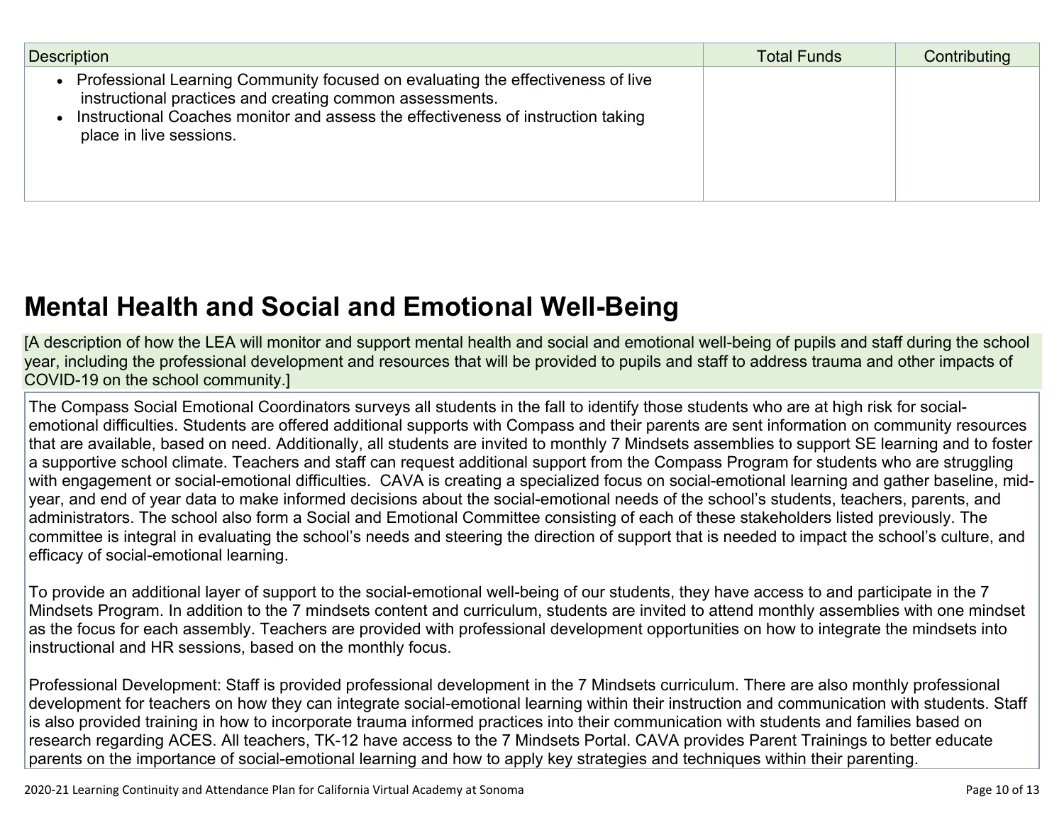| Description | Total Funds | Contributing |
|---|---|---|
| • Professional Learning Community focused on evaluating the effectiveness of live instructional practices and creating common assessments.<br>• Instructional Coaches monitor and assess the effectiveness of instruction taking place in live sessions. | | |

# Mental Health and Social and Emotional Well-Being

[A description of how the LEA will monitor and support mental health and social and emotional well-being of pupils and staff during the school year, including the professional development and resources that will be provided to pupils and staff to address trauma and other impacts of COVID-19 on the school community.]

The Compass Social Emotional Coordinators surveys all students in the fall to identify those students who are at high risk for social-emotional difficulties. Students are offered additional supports with Compass and their parents are sent information on community resources that are available, based on need. Additionally, all students are invited to monthly 7 Mindsets assemblies to support SE learning and to foster a supportive school climate. Teachers and staff can request additional support from the Compass Program for students who are struggling with engagement or social-emotional difficulties. CAVA is creating a specialized focus on social-emotional learning and gather baseline, mid-year, and end of year data to make informed decisions about the social-emotional needs of the school's students, teachers, parents, and administrators. The school also form a Social and Emotional Committee consisting of each of these stakeholders listed previously. The committee is integral in evaluating the school's needs and steering the direction of support that is needed to impact the school's culture, and efficacy of social-emotional learning.

To provide an additional layer of support to the social-emotional well-being of our students, they have access to and participate in the 7 Mindsets Program. In addition to the 7 mindsets content and curriculum, students are invited to attend monthly assemblies with one mindset as the focus for each assembly. Teachers are provided with professional development opportunities on how to integrate the mindsets into instructional and HR sessions, based on the monthly focus.

Professional Development: Staff is provided professional development in the 7 Mindsets curriculum. There are also monthly professional development for teachers on how they can integrate social-emotional learning within their instruction and communication with students. Staff is also provided training in how to incorporate trauma informed practices into their communication with students and families based on research regarding ACES. All teachers, TK-12 have access to the 7 Mindsets Portal. CAVA provides Parent Trainings to better educate parents on the importance of social-emotional learning and how to apply key strategies and techniques within their parenting.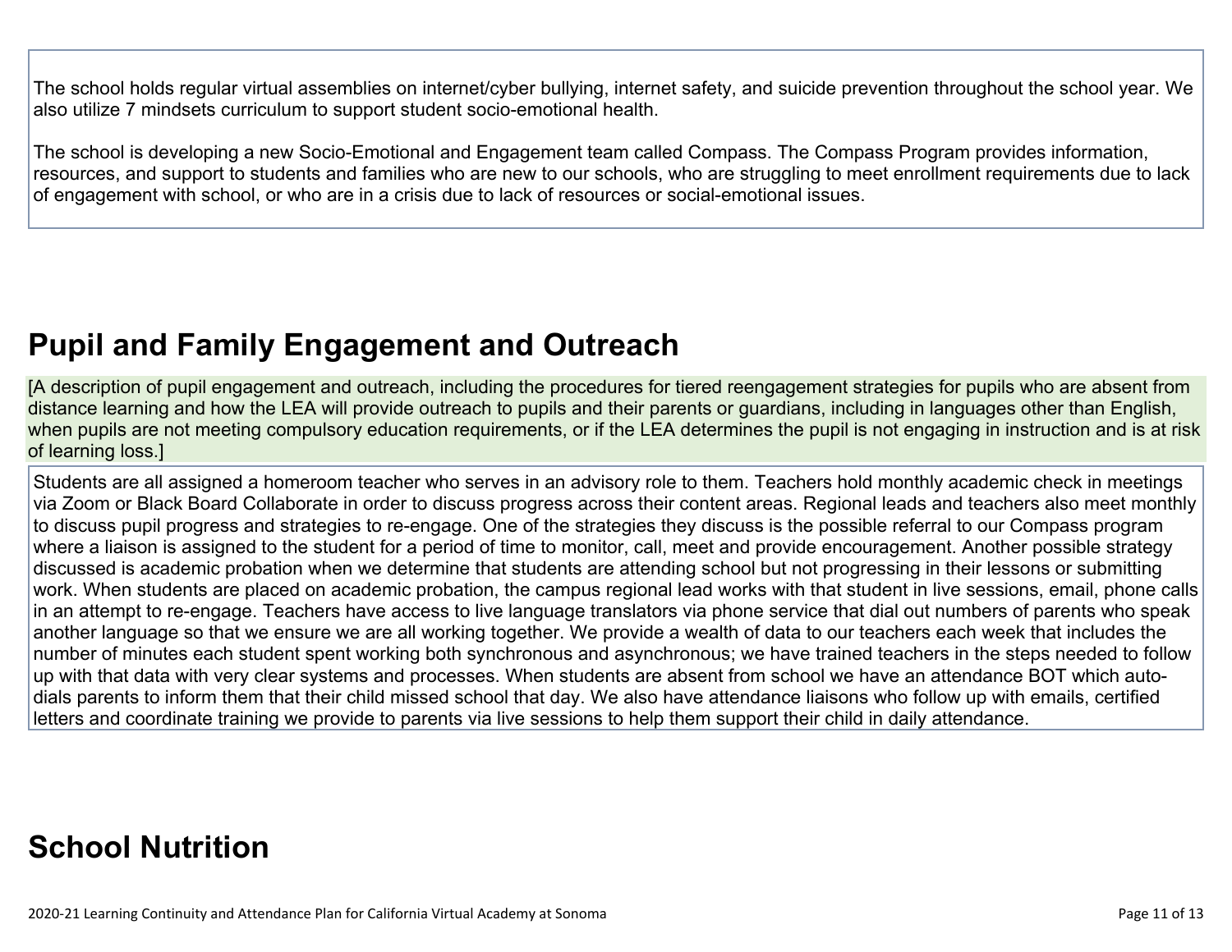The school holds regular virtual assemblies on internet/cyber bullying, internet safety, and suicide prevention throughout the school year. We also utilize 7 mindsets curriculum to support student socio-emotional health.

The school is developing a new Socio-Emotional and Engagement team called Compass. The Compass Program provides information, resources, and support to students and families who are new to our schools, who are struggling to meet enrollment requirements due to lack of engagement with school, or who are in a crisis due to lack of resources or social-emotional issues.

## Pupil and Family Engagement and Outreach

[A description of pupil engagement and outreach, including the procedures for tiered reengagement strategies for pupils who are absent from distance learning and how the LEA will provide outreach to pupils and their parents or guardians, including in languages other than English, when pupils are not meeting compulsory education requirements, or if the LEA determines the pupil is not engaging in instruction and is at risk of learning loss.]

Students are all assigned a homeroom teacher who serves in an advisory role to them. Teachers hold monthly academic check in meetings via Zoom or Black Board Collaborate in order to discuss progress across their content areas. Regional leads and teachers also meet monthly to discuss pupil progress and strategies to re-engage. One of the strategies they discuss is the possible referral to our Compass program where a liaison is assigned to the student for a period of time to monitor, call, meet and provide encouragement. Another possible strategy discussed is academic probation when we determine that students are attending school but not progressing in their lessons or submitting work. When students are placed on academic probation, the campus regional lead works with that student in live sessions, email, phone calls in an attempt to re-engage. Teachers have access to live language translators via phone service that dial out numbers of parents who speak another language so that we ensure we are all working together. We provide a wealth of data to our teachers each week that includes the number of minutes each student spent working both synchronous and asynchronous; we have trained teachers in the steps needed to follow up with that data with very clear systems and processes. When students are absent from school we have an attendance BOT which auto-dials parents to inform them that their child missed school that day. We also have attendance liaisons who follow up with emails, certified letters and coordinate training we provide to parents via live sessions to help them support their child in daily attendance.

## School Nutrition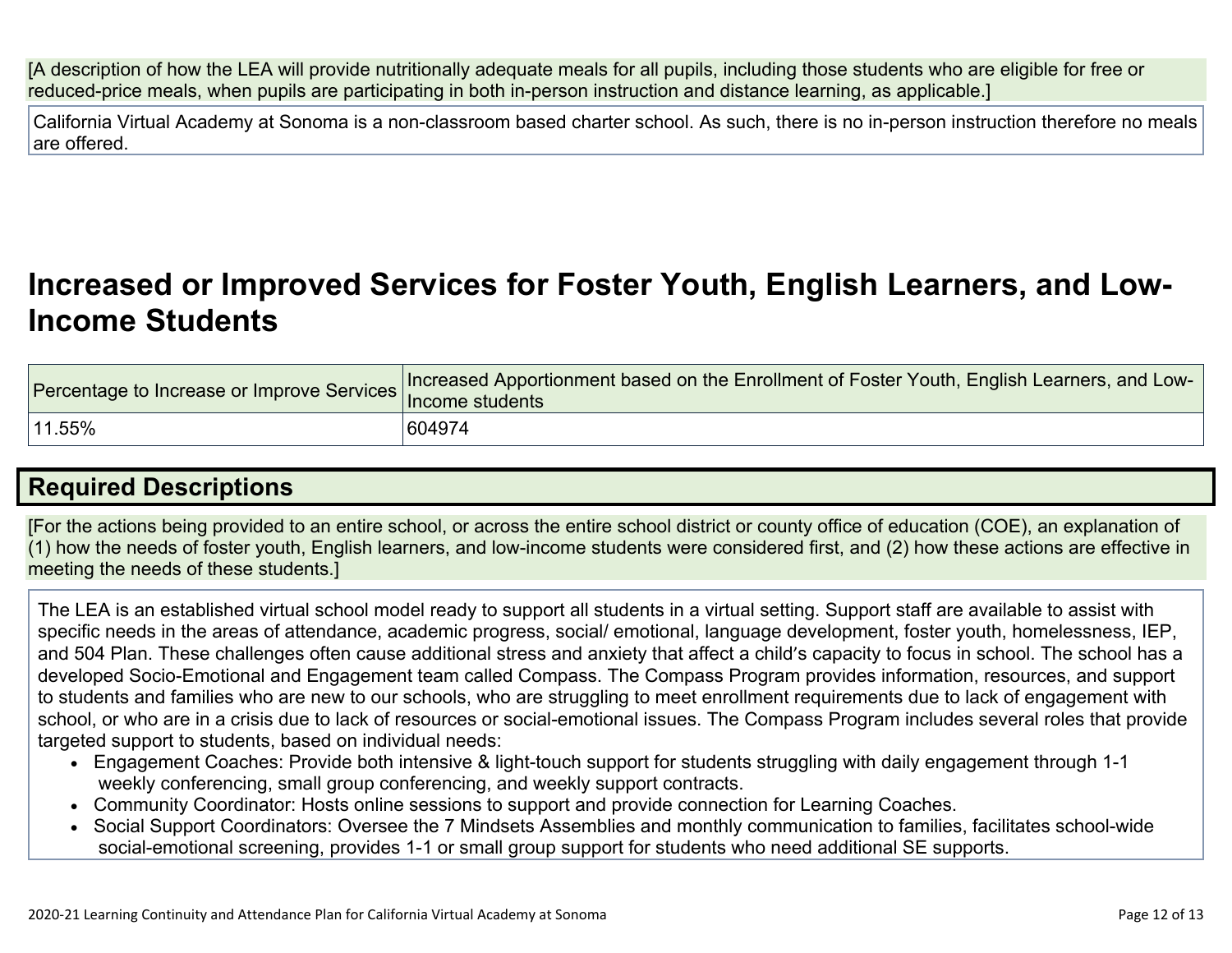[A description of how the LEA will provide nutritionally adequate meals for all pupils, including those students who are eligible for free or reduced-price meals, when pupils are participating in both in-person instruction and distance learning, as applicable.]

California Virtual Academy at Sonoma is a non-classroom based charter school. As such, there is no in-person instruction therefore no meals are offered.

# Increased or Improved Services for Foster Youth, English Learners, and Low-Income Students

| Percentage to Increase or Improve Services | Increased Apportionment based on the Enrollment of Foster Youth, English Learners, and Low-Income students |
| --- | --- |
| 11.55% | 604974 |

## Required Descriptions

[For the actions being provided to an entire school, or across the entire school district or county office of education (COE), an explanation of (1) how the needs of foster youth, English learners, and low-income students were considered first, and (2) how these actions are effective in meeting the needs of these students.]

The LEA is an established virtual school model ready to support all students in a virtual setting. Support staff are available to assist with specific needs in the areas of attendance, academic progress, social/ emotional, language development, foster youth, homelessness, IEP, and 504 Plan. These challenges often cause additional stress and anxiety that affect a child's capacity to focus in school. The school has a developed Socio-Emotional and Engagement team called Compass. The Compass Program provides information, resources, and support to students and families who are new to our schools, who are struggling to meet enrollment requirements due to lack of engagement with school, or who are in a crisis due to lack of resources or social-emotional issues. The Compass Program includes several roles that provide targeted support to students, based on individual needs:

- Engagement Coaches: Provide both intensive & light-touch support for students struggling with daily engagement through 1-1 weekly conferencing, small group conferencing, and weekly support contracts.
- Community Coordinator: Hosts online sessions to support and provide connection for Learning Coaches.
- Social Support Coordinators: Oversee the 7 Mindsets Assemblies and monthly communication to families, facilitates school-wide social-emotional screening, provides 1-1 or small group support for students who need additional SE supports.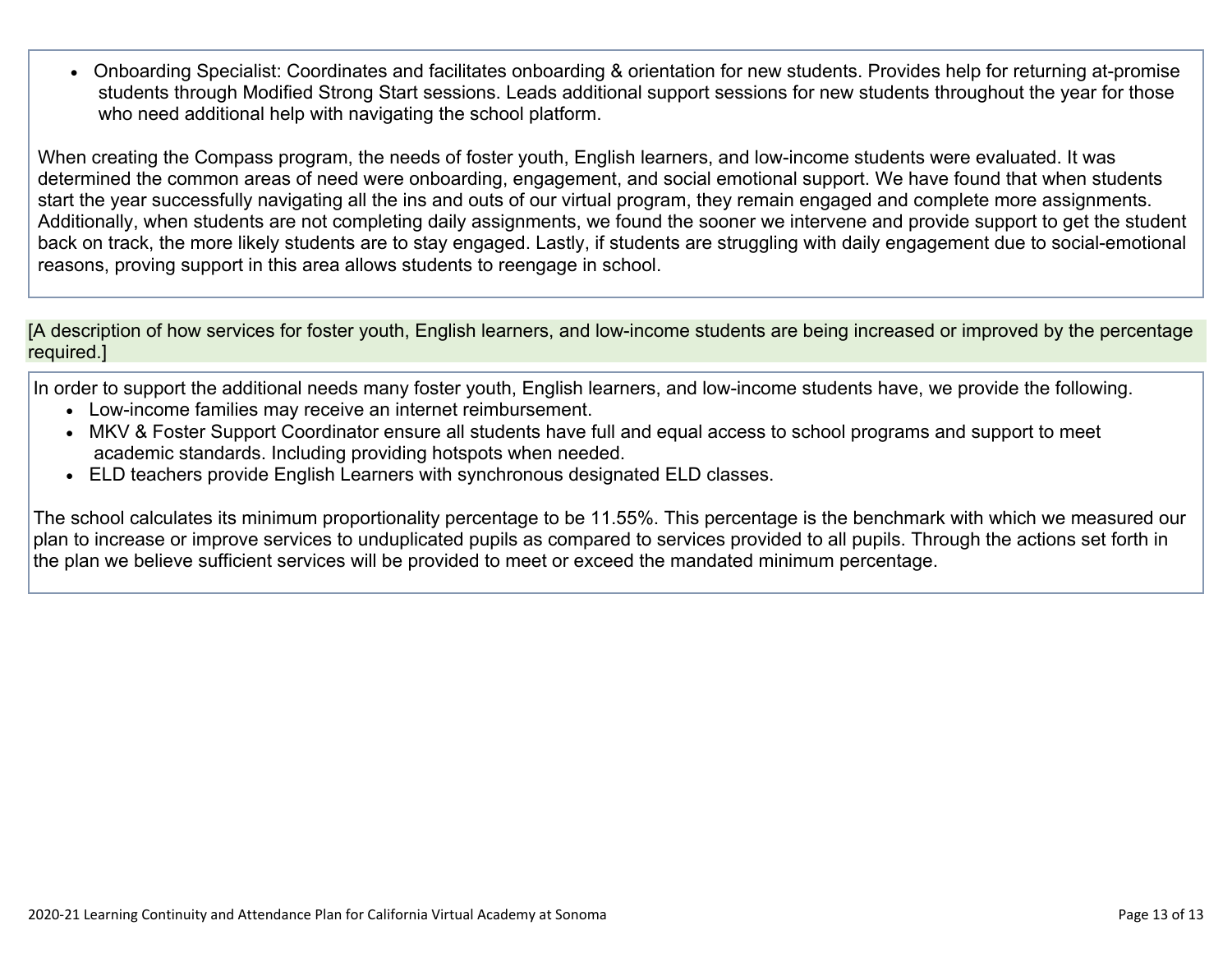- Onboarding Specialist: Coordinates and facilitates onboarding & orientation for new students. Provides help for returning at-promise students through Modified Strong Start sessions. Leads additional support sessions for new students throughout the year for those who need additional help with navigating the school platform.

When creating the Compass program, the needs of foster youth, English learners, and low-income students were evaluated. It was determined the common areas of need were onboarding, engagement, and social emotional support. We have found that when students start the year successfully navigating all the ins and outs of our virtual program, they remain engaged and complete more assignments. Additionally, when students are not completing daily assignments, we found the sooner we intervene and provide support to get the student back on track, the more likely students are to stay engaged. Lastly, if students are struggling with daily engagement due to social-emotional reasons, proving support in this area allows students to reengage in school.

[A description of how services for foster youth, English learners, and low-income students are being increased or improved by the percentage required.]

In order to support the additional needs many foster youth, English learners, and low-income students have, we provide the following.

- Low-income families may receive an internet reimbursement.
- MKV & Foster Support Coordinator ensure all students have full and equal access to school programs and support to meet academic standards. Including providing hotspots when needed.
- ELD teachers provide English Learners with synchronous designated ELD classes.

The school calculates its minimum proportionality percentage to be 11.55%. This percentage is the benchmark with which we measured our plan to increase or improve services to unduplicated pupils as compared to services provided to all pupils. Through the actions set forth in the plan we believe sufficient services will be provided to meet or exceed the mandated minimum percentage.